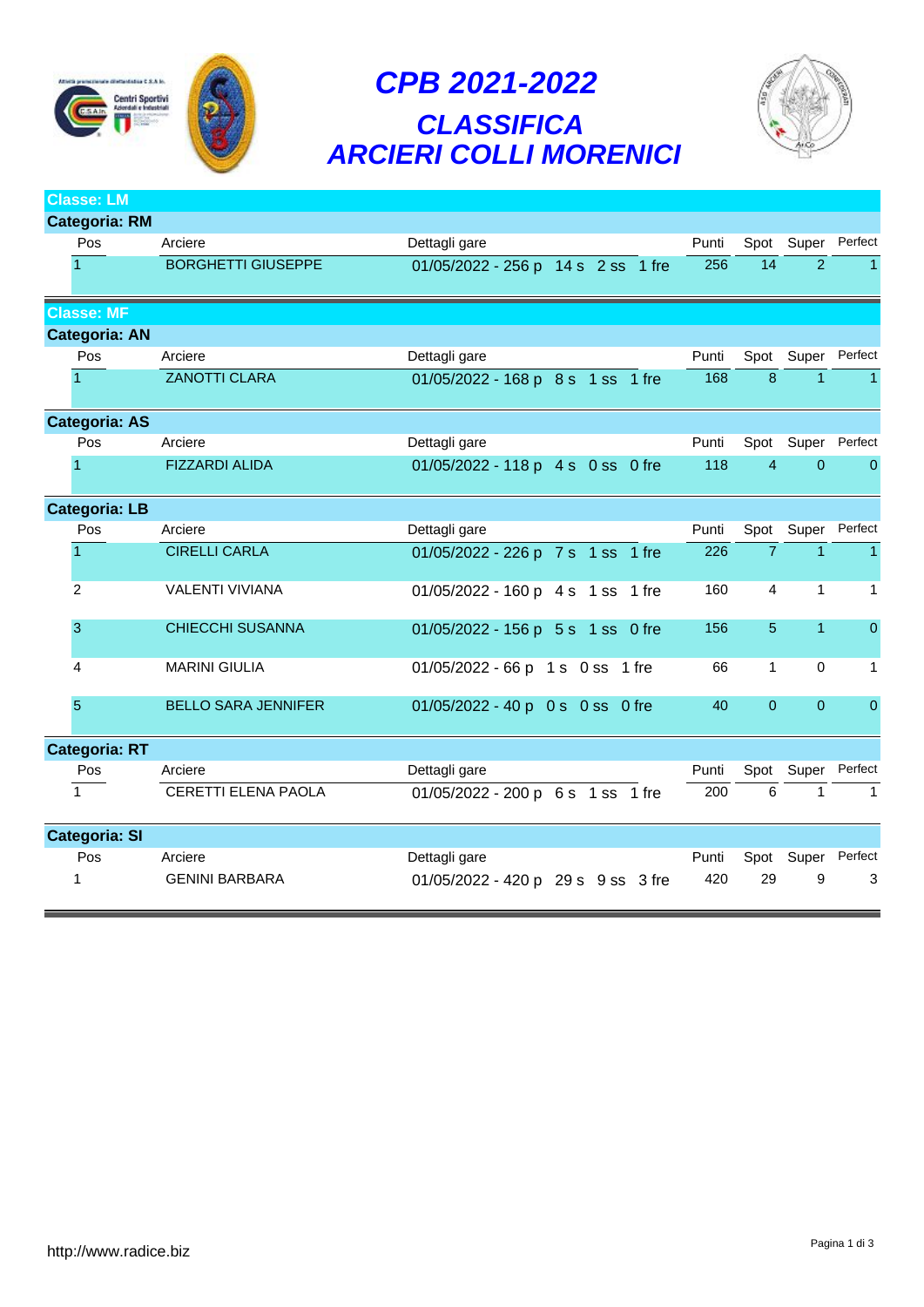# CPB 2021-2022

## CLASSIFICA
## ARCIERI COLLI MORENICI

**Classe: LM**

**Categoria: RM**

| Pos | Arciere | Dettagli gare | Punti | Spot | Super | Perfect |
|---|---|---|---|---|---|---|
| 1 | BORGHETTI GIUSEPPE | 01/05/2022 - 256 p 14 s 2 ss 1 fre | 256 | 14 | 2 | 1 |

**Classe: MF**

**Categoria: AN**

| Pos | Arciere | Dettagli gare | Punti | Spot | Super | Perfect |
|---|---|---|---|---|---|---|
| 1 | ZANOTTI CLARA | 01/05/2022 - 168 p 8 s 1 ss 1 fre | 168 | 8 | 1 | 1 |

**Categoria: AS**

| Pos | Arciere | Dettagli gare | Punti | Spot | Super | Perfect |
|---|---|---|---|---|---|---|
| 1 | FIZZARDI ALIDA | 01/05/2022 - 118 p 4 s 0 ss 0 fre | 118 | 4 | 0 | 0 |

**Categoria: LB**

| Pos | Arciere | Dettagli gare | Punti | Spot | Super | Perfect |
|---|---|---|---|---|---|---|
| 1 | CIRELLI CARLA | 01/05/2022 - 226 p 7 s 1 ss 1 fre | 226 | 7 | 1 | 1 |
| 2 | VALENTI VIVIANA | 01/05/2022 - 160 p 4 s 1 ss 1 fre | 160 | 4 | 1 | 1 |
| 3 | CHIECCHI SUSANNA | 01/05/2022 - 156 p 5 s 1 ss 0 fre | 156 | 5 | 1 | 0 |
| 4 | MARINI GIULIA | 01/05/2022 - 66 p 1 s 0 ss 1 fre | 66 | 1 | 0 | 1 |
| 5 | BELLO SARA JENNIFER | 01/05/2022 - 40 p 0 s 0 ss 0 fre | 40 | 0 | 0 | 0 |

**Categoria: RT**

| Pos | Arciere | Dettagli gare | Punti | Spot | Super | Perfect |
|---|---|---|---|---|---|---|
| 1 | CERETTI ELENA PAOLA | 01/05/2022 - 200 p 6 s 1 ss 1 fre | 200 | 6 | 1 | 1 |

**Categoria: SI**

| Pos | Arciere | Dettagli gare | Punti | Spot | Super | Perfect |
|---|---|---|---|---|---|---|
| 1 | GENINI BARBARA | 01/05/2022 - 420 p 29 s 9 ss 3 fre | 420 | 29 | 9 | 3 |

http://www.radice.biz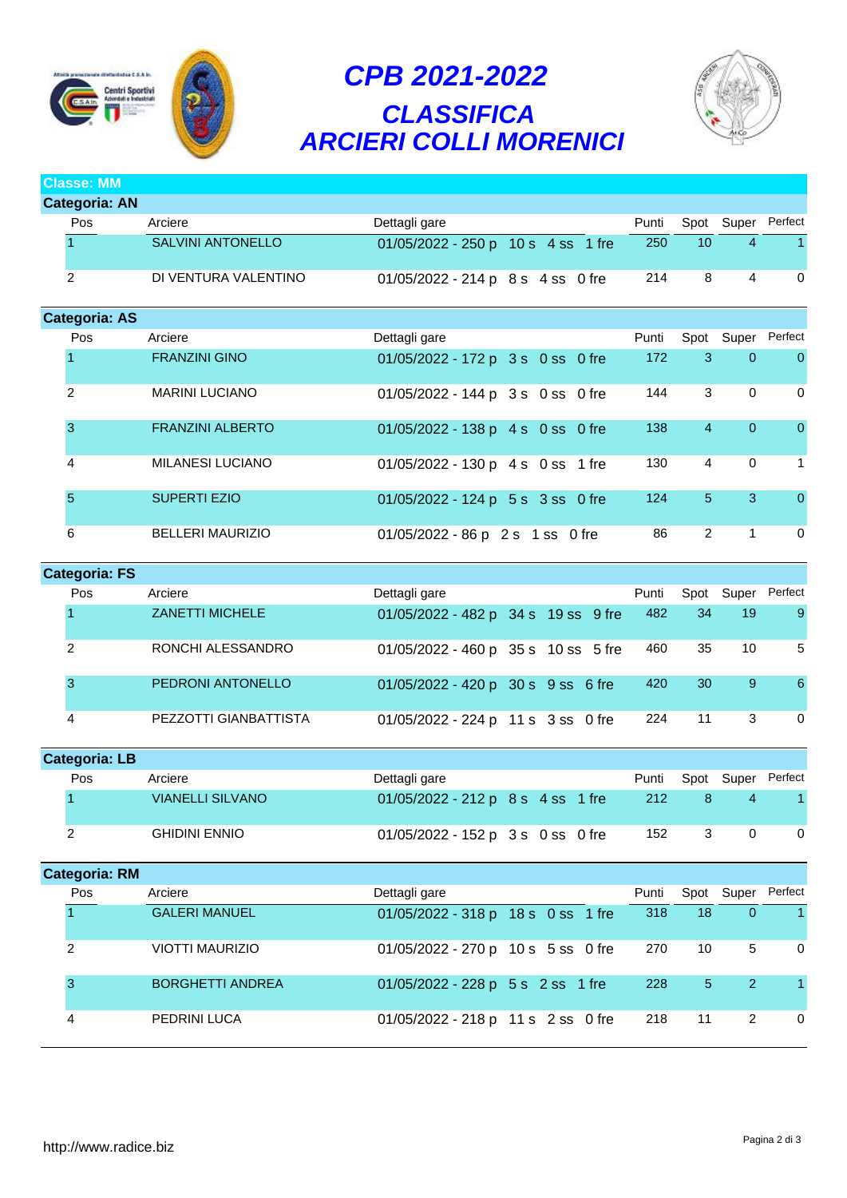# CPB 2021-2022

## CLASSIFICA

## ARCIERI COLLI MORENICI

**Classe: MM**

**Categoria: AN**

| Pos | Arciere | Dettagli gare | Punti | Spot | Super | Perfect |
|---|---|---|---|---|---|---|
| 1 | SALVINI ANTONELLO | 01/05/2022 - 250 p 10 s 4 ss 1 fre | 250 | 10 | 4 | 1 |
| 2 | DI VENTURA VALENTINO | 01/05/2022 - 214 p 8 s 4 ss 0 fre | 214 | 8 | 4 | 0 |

**Categoria: AS**

| Pos | Arciere | Dettagli gare | Punti | Spot | Super | Perfect |
|---|---|---|---|---|---|---|
| 1 | FRANZINI GINO | 01/05/2022 - 172 p 3 s 0 ss 0 fre | 172 | 3 | 0 | 0 |
| 2 | MARINI LUCIANO | 01/05/2022 - 144 p 3 s 0 ss 0 fre | 144 | 3 | 0 | 0 |
| 3 | FRANZINI ALBERTO | 01/05/2022 - 138 p 4 s 0 ss 0 fre | 138 | 4 | 0 | 0 |
| 4 | MILANESI LUCIANO | 01/05/2022 - 130 p 4 s 0 ss 1 fre | 130 | 4 | 0 | 1 |
| 5 | SUPERTI EZIO | 01/05/2022 - 124 p 5 s 3 ss 0 fre | 124 | 5 | 3 | 0 |
| 6 | BELLERI MAURIZIO | 01/05/2022 - 86 p 2 s 1 ss 0 fre | 86 | 2 | 1 | 0 |

**Categoria: FS**

| Pos | Arciere | Dettagli gare | Punti | Spot | Super | Perfect |
|---|---|---|---|---|---|---|
| 1 | ZANETTI MICHELE | 01/05/2022 - 482 p 34 s 19 ss 9 fre | 482 | 34 | 19 | 9 |
| 2 | RONCHI ALESSANDRO | 01/05/2022 - 460 p 35 s 10 ss 5 fre | 460 | 35 | 10 | 5 |
| 3 | PEDRONI ANTONELLO | 01/05/2022 - 420 p 30 s 9 ss 6 fre | 420 | 30 | 9 | 6 |
| 4 | PEZZOTTI GIANBATTISTA | 01/05/2022 - 224 p 11 s 3 ss 0 fre | 224 | 11 | 3 | 0 |

**Categoria: LB**

| Pos | Arciere | Dettagli gare | Punti | Spot | Super | Perfect |
|---|---|---|---|---|---|---|
| 1 | VIANELLI SILVANO | 01/05/2022 - 212 p 8 s 4 ss 1 fre | 212 | 8 | 4 | 1 |
| 2 | GHIDINI ENNIO | 01/05/2022 - 152 p 3 s 0 ss 0 fre | 152 | 3 | 0 | 0 |

**Categoria: RM**

| Pos | Arciere | Dettagli gare | Punti | Spot | Super | Perfect |
|---|---|---|---|---|---|---|
| 1 | GALERI MANUEL | 01/05/2022 - 318 p 18 s 0 ss 1 fre | 318 | 18 | 0 | 1 |
| 2 | VIOTTI MAURIZIO | 01/05/2022 - 270 p 10 s 5 ss 0 fre | 270 | 10 | 5 | 0 |
| 3 | BORGHETTI ANDREA | 01/05/2022 - 228 p 5 s 2 ss 1 fre | 228 | 5 | 2 | 1 |
| 4 | PEDRINI LUCA | 01/05/2022 - 218 p 11 s 2 ss 0 fre | 218 | 11 | 2 | 0 |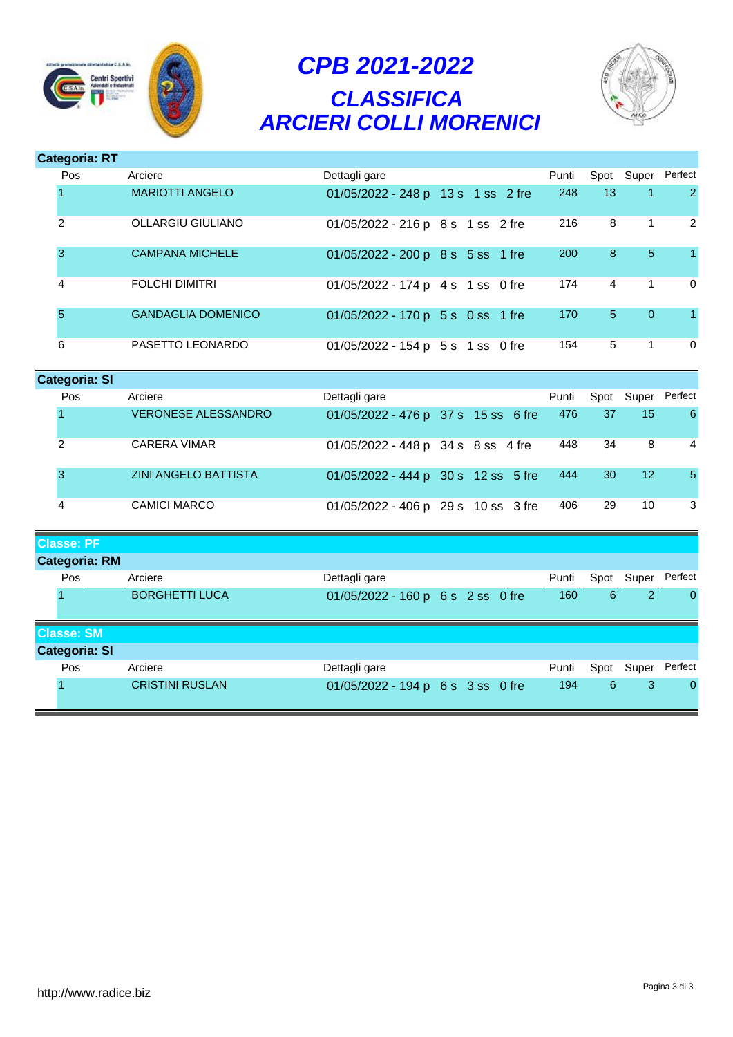# CPB 2021-2022

## CLASSIFICA
## ARCIERI COLLI MORENICI

### Categoria: RT

| Pos | Arciere | Dettagli gare | Punti | Spot | Super | Perfect |
|---|---|---|---|---|---|---|
| 1 | MARIOTTI ANGELO | 01/05/2022 - 248 p 13 s 1 ss 2 fre | 248 | 13 | 1 | 2 |
| 2 | OLLARGIU GIULIANO | 01/05/2022 - 216 p 8 s 1 ss 2 fre | 216 | 8 | 1 | 2 |
| 3 | CAMPANA MICHELE | 01/05/2022 - 200 p 8 s 5 ss 1 fre | 200 | 8 | 5 | 1 |
| 4 | FOLCHI DIMITRI | 01/05/2022 - 174 p 4 s 1 ss 0 fre | 174 | 4 | 1 | 0 |
| 5 | GANDAGLIA DOMENICO | 01/05/2022 - 170 p 5 s 0 ss 1 fre | 170 | 5 | 0 | 1 |
| 6 | PASETTO LEONARDO | 01/05/2022 - 154 p 5 s 1 ss 0 fre | 154 | 5 | 1 | 0 |

### Categoria: SI

| Pos | Arciere | Dettagli gare | Punti | Spot | Super | Perfect |
|---|---|---|---|---|---|---|
| 1 | VERONESE ALESSANDRO | 01/05/2022 - 476 p 37 s 15 ss 6 fre | 476 | 37 | 15 | 6 |
| 2 | CARERA VIMAR | 01/05/2022 - 448 p 34 s 8 ss 4 fre | 448 | 34 | 8 | 4 |
| 3 | ZINI ANGELO BATTISTA | 01/05/2022 - 444 p 30 s 12 ss 5 fre | 444 | 30 | 12 | 5 |
| 4 | CAMICI MARCO | 01/05/2022 - 406 p 29 s 10 ss 3 fre | 406 | 29 | 10 | 3 |

## Classe: PF

### Categoria: RM

| Pos | Arciere | Dettagli gare | Punti | Spot | Super | Perfect |
|---|---|---|---|---|---|---|
| 1 | BORGHETTI LUCA | 01/05/2022 - 160 p 6 s 2 ss 0 fre | 160 | 6 | 2 | 0 |

## Classe: SM

### Categoria: SI

| Pos | Arciere | Dettagli gare | Punti | Spot | Super | Perfect |
|---|---|---|---|---|---|---|
| 1 | CRISTINI RUSLAN | 01/05/2022 - 194 p 6 s 3 ss 0 fre | 194 | 6 | 3 | 0 |

http://www.radice.biz